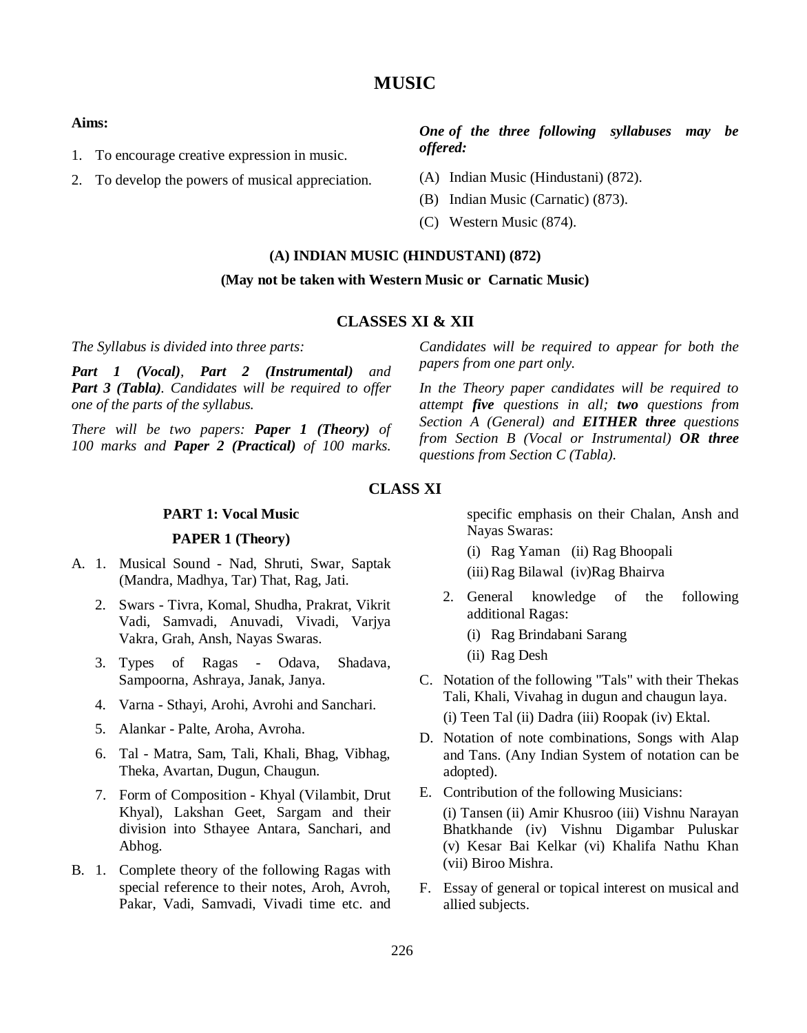# MUSIC

**Aims:**

1. To encourage creative expression in music.
2. To develop the powers of musical appreciation.

***One of the three following syllabuses may be offered:***

(A) Indian Music (Hindustani) (872).

(B) Indian Music (Carnatic) (873).

(C) Western Music (874).

## (A) INDIAN MUSIC (HINDUSTANI) (872)

**(May not be taken with Western Music or Carnatic Music)**

## CLASSES XI & XII

*The Syllabus is divided into three parts:*

***Part 1 (Vocal)**, **Part 2 (Instrumental)** and **Part 3 (Tabla)**. Candidates will be required to offer one of the parts of the syllabus.*

*There will be two papers: **Paper 1 (Theory)** of 100 marks and **Paper 2 (Practical)** of 100 marks.*

*Candidates will be required to appear for both the papers from one part only.*

*In the Theory paper candidates will be required to attempt **five** questions in all; **two** questions from Section A (General) and **EITHER three** questions from Section B (Vocal or Instrumental) **OR three** questions from Section C (Tabla).*

## CLASS XI

### PART 1: Vocal Music

### PAPER 1 (Theory)

A. 1. Musical Sound - Nad, Shruti, Swar, Saptak (Mandra, Madhya, Tar) That, Rag, Jati.

2. Swars - Tivra, Komal, Shudha, Prakrat, Vikrit Vadi, Samvadi, Anuvadi, Vivadi, Varjya Vakra, Grah, Ansh, Nayas Swaras.

3. Types of Ragas - Odava, Shadava, Sampoorna, Ashraya, Janak, Janya.

4. Varna - Sthayi, Arohi, Avrohi and Sanchari.

5. Alankar - Palte, Aroha, Avroha.

6. Tal - Matra, Sam, Tali, Khali, Bhag, Vibhag, Theka, Avartan, Dugun, Chaugun.

7. Form of Composition - Khyal (Vilambit, Drut Khyal), Lakshan Geet, Sargam and their division into Sthayee Antara, Sanchari, and Abhog.

B. 1. Complete theory of the following Ragas with special reference to their notes, Aroh, Avroh, Pakar, Vadi, Samvadi, Vivadi time etc. and specific emphasis on their Chalan, Ansh and Nayas Swaras:

(i) Rag Yaman (ii) Rag Bhoopali

(iii) Rag Bilawal (iv) Rag Bhairva

2. General knowledge of the following additional Ragas:

(i) Rag Brindabani Sarang

(ii) Rag Desh

C. Notation of the following "Tals" with their Thekas Tali, Khali, Vivahag in dugun and chaugun laya.

(i) Teen Tal (ii) Dadra (iii) Roopak (iv) Ektal.

D. Notation of note combinations, Songs with Alap and Tans. (Any Indian System of notation can be adopted).

E. Contribution of the following Musicians:

(i) Tansen (ii) Amir Khusroo (iii) Vishnu Narayan Bhatkhande (iv) Vishnu Digambar Puluskar (v) Kesar Bai Kelkar (vi) Khalifa Nathu Khan (vii) Biroo Mishra.

F. Essay of general or topical interest on musical and allied subjects.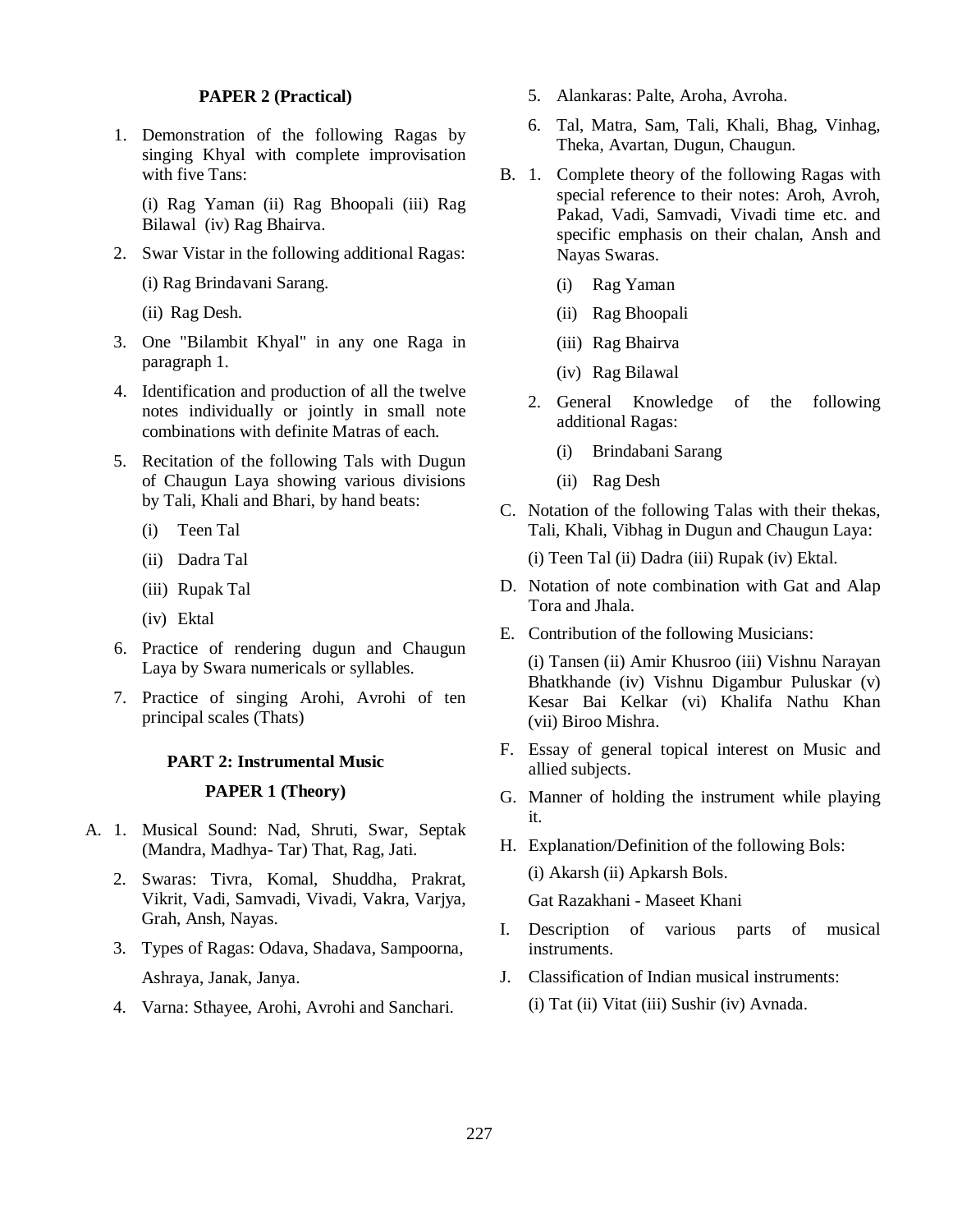### PAPER 2 (Practical)

1. Demonstration of the following Ragas by singing Khyal with complete improvisation with five Tans:

   (i) Rag Yaman (ii) Rag Bhoopali (iii) Rag Bilawal (iv) Rag Bhairva.

2. Swar Vistar in the following additional Ragas:

   (i) Rag Brindavani Sarang.

   (ii) Rag Desh.

3. One "Bilambit Khyal" in any one Raga in paragraph 1.

4. Identification and production of all the twelve notes individually or jointly in small note combinations with definite Matras of each.

5. Recitation of the following Tals with Dugun of Chaugun Laya showing various divisions by Tali, Khali and Bhari, by hand beats:

   (i) Teen Tal

   (ii) Dadra Tal

   (iii) Rupak Tal

   (iv) Ektal

6. Practice of rendering dugun and Chaugun Laya by Swara numericals or syllables.

7. Practice of singing Arohi, Avrohi of ten principal scales (Thats)

## PART 2: Instrumental Music

### PAPER 1 (Theory)

A. 1. Musical Sound: Nad, Shruti, Swar, Septak (Mandra, Madhya- Tar) That, Rag, Jati.

   2. Swaras: Tivra, Komal, Shuddha, Prakrat, Vikrit, Vadi, Samvadi, Vivadi, Vakra, Varjya, Grah, Ansh, Nayas.

   3. Types of Ragas: Odava, Shadava, Sampoorna,

      Ashraya, Janak, Janya.

   4. Varna: Sthayee, Arohi, Avrohi and Sanchari.

   5. Alankaras: Palte, Aroha, Avroha.

   6. Tal, Matra, Sam, Tali, Khali, Bhag, Vinhag, Theka, Avartan, Dugun, Chaugun.

B. 1. Complete theory of the following Ragas with special reference to their notes: Aroh, Avroh, Pakad, Vadi, Samvadi, Vivadi time etc. and specific emphasis on their chalan, Ansh and Nayas Swaras.

   (i) Rag Yaman

   (ii) Rag Bhoopali

   (iii) Rag Bhairva

   (iv) Rag Bilawal

   2. General Knowledge of the following additional Ragas:

   (i) Brindabani Sarang

   (ii) Rag Desh

C. Notation of the following Talas with their thekas, Tali, Khali, Vibhag in Dugun and Chaugun Laya:

   (i) Teen Tal (ii) Dadra (iii) Rupak (iv) Ektal.

D. Notation of note combination with Gat and Alap Tora and Jhala.

E. Contribution of the following Musicians:

   (i) Tansen (ii) Amir Khusroo (iii) Vishnu Narayan Bhatkhande (iv) Vishnu Digambur Puluskar (v) Kesar Bai Kelkar (vi) Khalifa Nathu Khan (vii) Biroo Mishra.

F. Essay of general topical interest on Music and allied subjects.

G. Manner of holding the instrument while playing it.

H. Explanation/Definition of the following Bols:

   (i) Akarsh (ii) Apkarsh Bols.

   Gat Razakhani - Maseet Khani

I. Description of various parts of musical instruments.

J. Classification of Indian musical instruments:

   (i) Tat (ii) Vitat (iii) Sushir (iv) Avnada.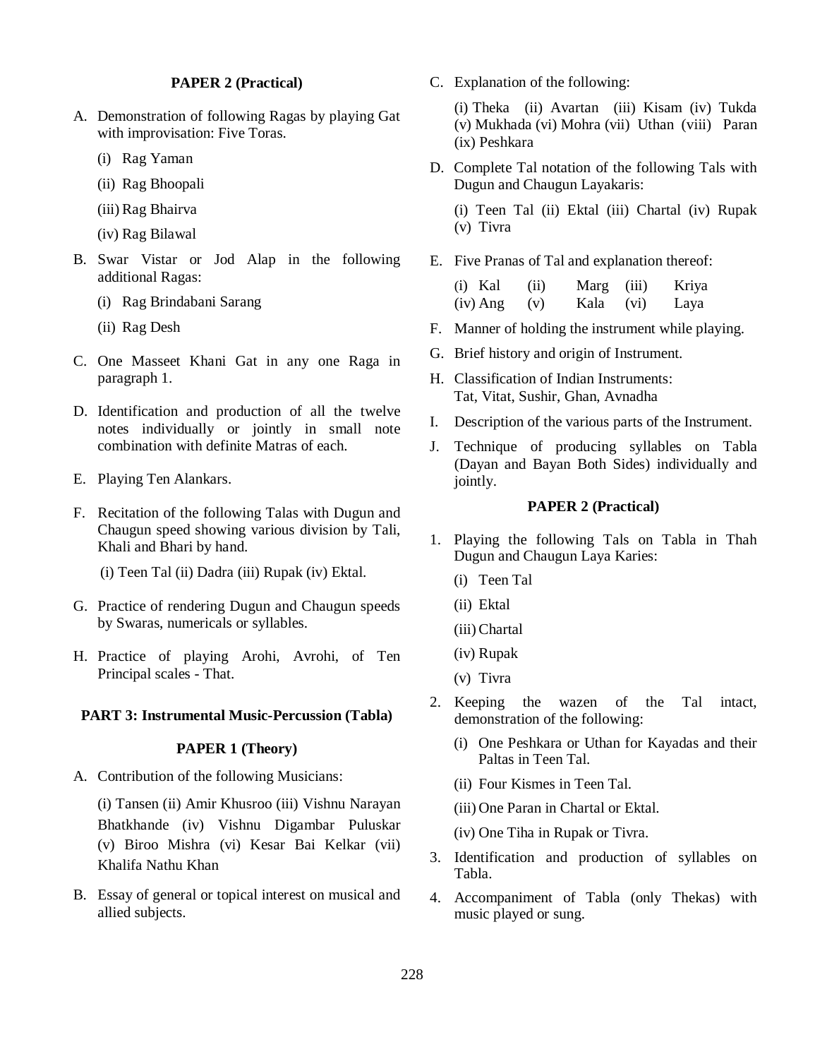### PAPER 2 (Practical)

A. Demonstration of following Ragas by playing Gat with improvisation: Five Toras.

   (i) Rag Yaman

   (ii) Rag Bhoopali

   (iii) Rag Bhairva

   (iv) Rag Bilawal

B. Swar Vistar or Jod Alap in the following additional Ragas:

   (i) Rag Brindabani Sarang

   (ii) Rag Desh

C. One Masseet Khani Gat in any one Raga in paragraph 1.

D. Identification and production of all the twelve notes individually or jointly in small note combination with definite Matras of each.

E. Playing Ten Alankars.

F. Recitation of the following Talas with Dugun and Chaugun speed showing various division by Tali, Khali and Bhari by hand.

   (i) Teen Tal (ii) Dadra (iii) Rupak (iv) Ektal.

G. Practice of rendering Dugun and Chaugun speeds by Swaras, numericals or syllables.

H. Practice of playing Arohi, Avrohi, of Ten Principal scales - That.

## PART 3: Instrumental Music-Percussion (Tabla)

### PAPER 1 (Theory)

A. Contribution of the following Musicians:

   (i) Tansen (ii) Amir Khusroo (iii) Vishnu Narayan Bhatkhande (iv) Vishnu Digambar Puluskar (v) Biroo Mishra (vi) Kesar Bai Kelkar (vii) Khalifa Nathu Khan

B. Essay of general or topical interest on musical and allied subjects.

C. Explanation of the following:

   (i) Theka (ii) Avartan (iii) Kisam (iv) Tukda (v) Mukhada (vi) Mohra (vii) Uthan (viii) Paran (ix) Peshkara

D. Complete Tal notation of the following Tals with Dugun and Chaugun Layakaris:

   (i) Teen Tal (ii) Ektal (iii) Chartal (iv) Rupak (v) Tivra

E. Five Pranas of Tal and explanation thereof:

   (i) Kal (ii) Marg (iii) Kriya
   (iv) Ang (v) Kala (vi) Laya

F. Manner of holding the instrument while playing.

G. Brief history and origin of Instrument.

H. Classification of Indian Instruments: Tat, Vitat, Sushir, Ghan, Avnadha

I. Description of the various parts of the Instrument.

J. Technique of producing syllables on Tabla (Dayan and Bayan Both Sides) individually and jointly.

### PAPER 2 (Practical)

1. Playing the following Tals on Tabla in Thah Dugun and Chaugun Laya Karies:

   (i) Teen Tal

   (ii) Ektal

   (iii) Chartal

   (iv) Rupak

   (v) Tivra

2. Keeping the wazen of the Tal intact, demonstration of the following:

   (i) One Peshkara or Uthan for Kayadas and their Paltas in Teen Tal.

   (ii) Four Kismes in Teen Tal.

   (iii) One Paran in Chartal or Ektal.

   (iv) One Tiha in Rupak or Tivra.

3. Identification and production of syllables on Tabla.

4. Accompaniment of Tabla (only Thekas) with music played or sung.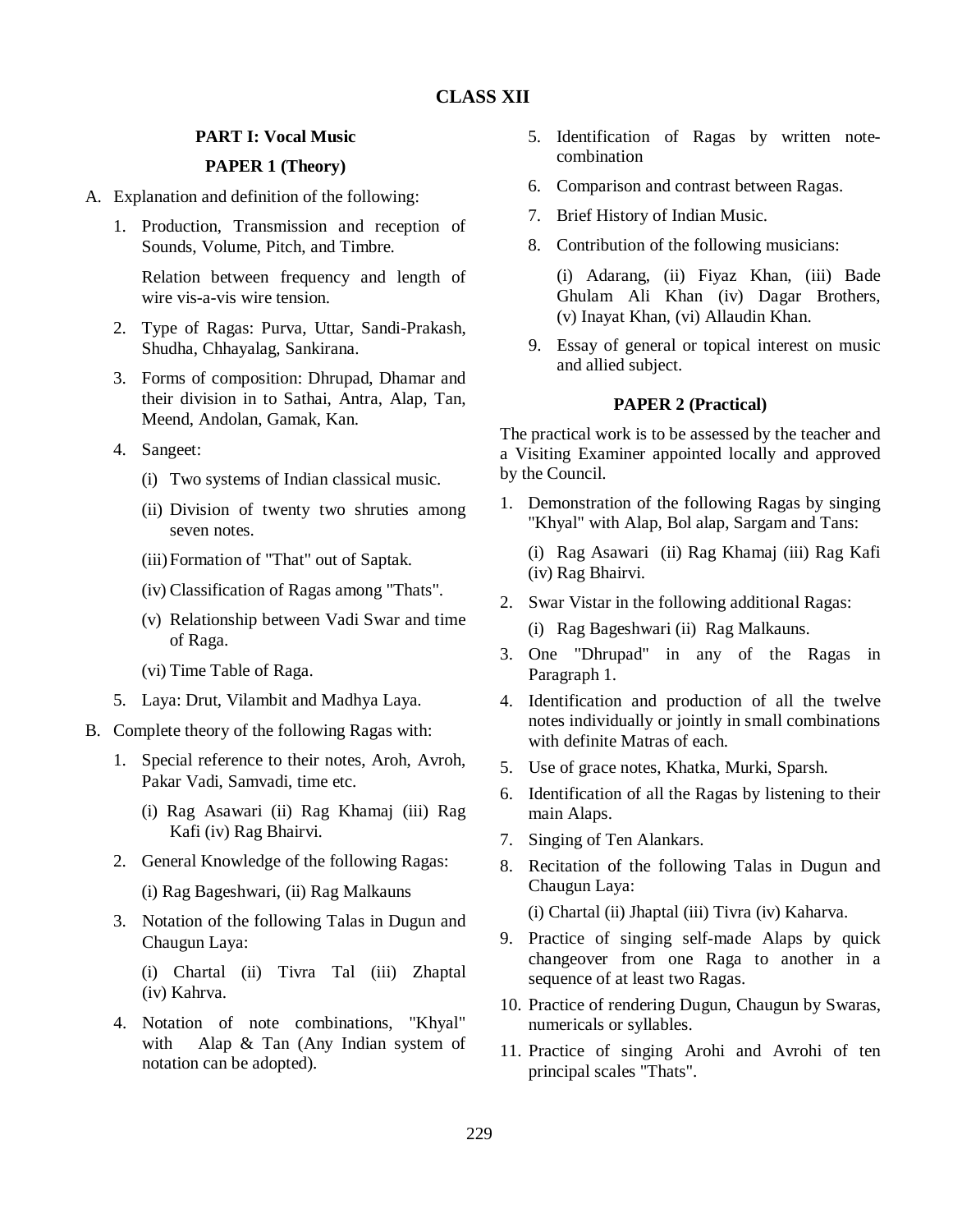# CLASS XII

## PART I: Vocal Music

### PAPER 1 (Theory)

A. Explanation and definition of the following:

1. Production, Transmission and reception of Sounds, Volume, Pitch, and Timbre.

   Relation between frequency and length of wire vis-a-vis wire tension.

2. Type of Ragas: Purva, Uttar, Sandi-Prakash, Shudha, Chhayalag, Sankirana.

3. Forms of composition: Dhrupad, Dhamar and their division in to Sathai, Antra, Alap, Tan, Meend, Andolan, Gamak, Kan.

4. Sangeet:

   (i) Two systems of Indian classical music.

   (ii) Division of twenty two shruties among seven notes.

   (iii) Formation of "That" out of Saptak.

   (iv) Classification of Ragas among "Thats".

   (v) Relationship between Vadi Swar and time of Raga.

   (vi) Time Table of Raga.

5. Laya: Drut, Vilambit and Madhya Laya.

B. Complete theory of the following Ragas with:

1. Special reference to their notes, Aroh, Avroh, Pakar Vadi, Samvadi, time etc.

   (i) Rag Asawari (ii) Rag Khamaj (iii) Rag Kafi (iv) Rag Bhairvi.

2. General Knowledge of the following Ragas:

   (i) Rag Bageshwari, (ii) Rag Malkauns

3. Notation of the following Talas in Dugun and Chaugun Laya:

   (i) Chartal (ii) Tivra Tal (iii) Zhaptal (iv) Kahrva.

4. Notation of note combinations, "Khyal" with Alap & Tan (Any Indian system of notation can be adopted).

5. Identification of Ragas by written note-combination

6. Comparison and contrast between Ragas.

7. Brief History of Indian Music.

8. Contribution of the following musicians:

   (i) Adarang, (ii) Fiyaz Khan, (iii) Bade Ghulam Ali Khan (iv) Dagar Brothers, (v) Inayat Khan, (vi) Allaudin Khan.

9. Essay of general or topical interest on music and allied subject.

### PAPER 2 (Practical)

The practical work is to be assessed by the teacher and a Visiting Examiner appointed locally and approved by the Council.

1. Demonstration of the following Ragas by singing "Khyal" with Alap, Bol alap, Sargam and Tans:

   (i) Rag Asawari (ii) Rag Khamaj (iii) Rag Kafi (iv) Rag Bhairvi.

2. Swar Vistar in the following additional Ragas:

   (i) Rag Bageshwari (ii) Rag Malkauns.

3. One "Dhrupad" in any of the Ragas in Paragraph 1.

4. Identification and production of all the twelve notes individually or jointly in small combinations with definite Matras of each.

5. Use of grace notes, Khatka, Murki, Sparsh.

6. Identification of all the Ragas by listening to their main Alaps.

7. Singing of Ten Alankars.

8. Recitation of the following Talas in Dugun and Chaugun Laya:

   (i) Chartal (ii) Jhaptal (iii) Tivra (iv) Kaharva.

9. Practice of singing self-made Alaps by quick changeover from one Raga to another in a sequence of at least two Ragas.

10. Practice of rendering Dugun, Chaugun by Swaras, numericals or syllables.

11. Practice of singing Arohi and Avrohi of ten principal scales "Thats".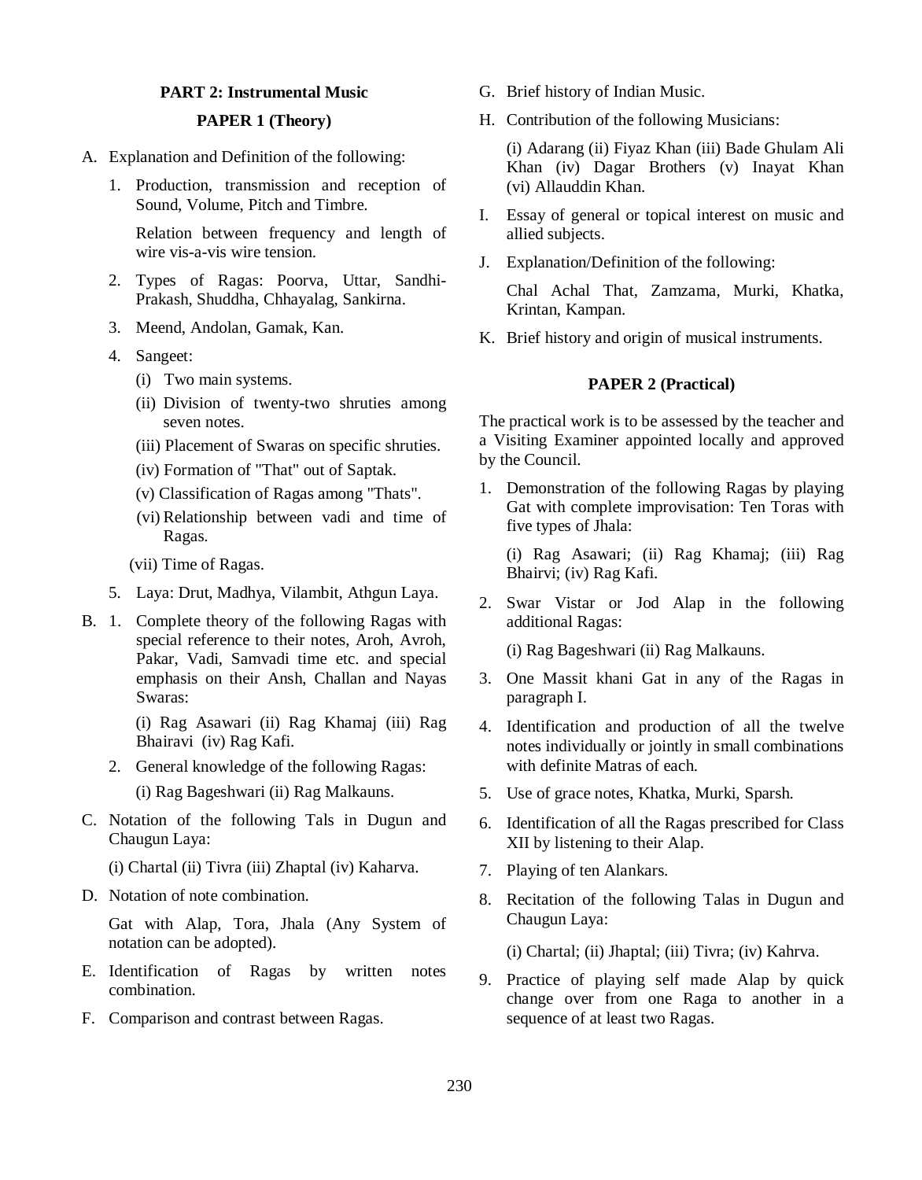## PART 2: Instrumental Music

### PAPER 1 (Theory)

A. Explanation and Definition of the following:

1. Production, transmission and reception of Sound, Volume, Pitch and Timbre.

   Relation between frequency and length of wire vis-a-vis wire tension.

2. Types of Ragas: Poorva, Uttar, Sandhi-Prakash, Shuddha, Chhayalag, Sankirna.

3. Meend, Andolan, Gamak, Kan.

4. Sangeet:
   - (i) Two main systems.
   - (ii) Division of twenty-two shruties among seven notes.
   - (iii) Placement of Swaras on specific shruties.
   - (iv) Formation of "That" out of Saptak.
   - (v) Classification of Ragas among "Thats".
   - (vi) Relationship between vadi and time of Ragas.
   - (vii) Time of Ragas.

5. Laya: Drut, Madhya, Vilambit, Athgun Laya.

B. 1. Complete theory of the following Ragas with special reference to their notes, Aroh, Avroh, Pakar, Vadi, Samvadi time etc. and special emphasis on their Ansh, Challan and Nayas Swaras:

   (i) Rag Asawari (ii) Rag Khamaj (iii) Rag Bhairavi (iv) Rag Kafi.

2. General knowledge of the following Ragas:

   (i) Rag Bageshwari (ii) Rag Malkauns.

C. Notation of the following Tals in Dugun and Chaugun Laya:

   (i) Chartal (ii) Tivra (iii) Zhaptal (iv) Kaharva.

D. Notation of note combination.

   Gat with Alap, Tora, Jhala (Any System of notation can be adopted).

E. Identification of Ragas by written notes combination.

F. Comparison and contrast between Ragas.

G. Brief history of Indian Music.

H. Contribution of the following Musicians:

   (i) Adarang (ii) Fiyaz Khan (iii) Bade Ghulam Ali Khan (iv) Dagar Brothers (v) Inayat Khan (vi) Allauddin Khan.

I. Essay of general or topical interest on music and allied subjects.

J. Explanation/Definition of the following:

   Chal Achal That, Zamzama, Murki, Khatka, Krintan, Kampan.

K. Brief history and origin of musical instruments.

### PAPER 2 (Practical)

The practical work is to be assessed by the teacher and a Visiting Examiner appointed locally and approved by the Council.

1. Demonstration of the following Ragas by playing Gat with complete improvisation: Ten Toras with five types of Jhala:

   (i) Rag Asawari; (ii) Rag Khamaj; (iii) Rag Bhairvi; (iv) Rag Kafi.

2. Swar Vistar or Jod Alap in the following additional Ragas:

   (i) Rag Bageshwari (ii) Rag Malkauns.

3. One Massit khani Gat in any of the Ragas in paragraph I.

4. Identification and production of all the twelve notes individually or jointly in small combinations with definite Matras of each.

5. Use of grace notes, Khatka, Murki, Sparsh.

6. Identification of all the Ragas prescribed for Class XII by listening to their Alap.

7. Playing of ten Alankars.

8. Recitation of the following Talas in Dugun and Chaugun Laya:

   (i) Chartal; (ii) Jhaptal; (iii) Tivra; (iv) Kahrva.

9. Practice of playing self made Alap by quick change over from one Raga to another in a sequence of at least two Ragas.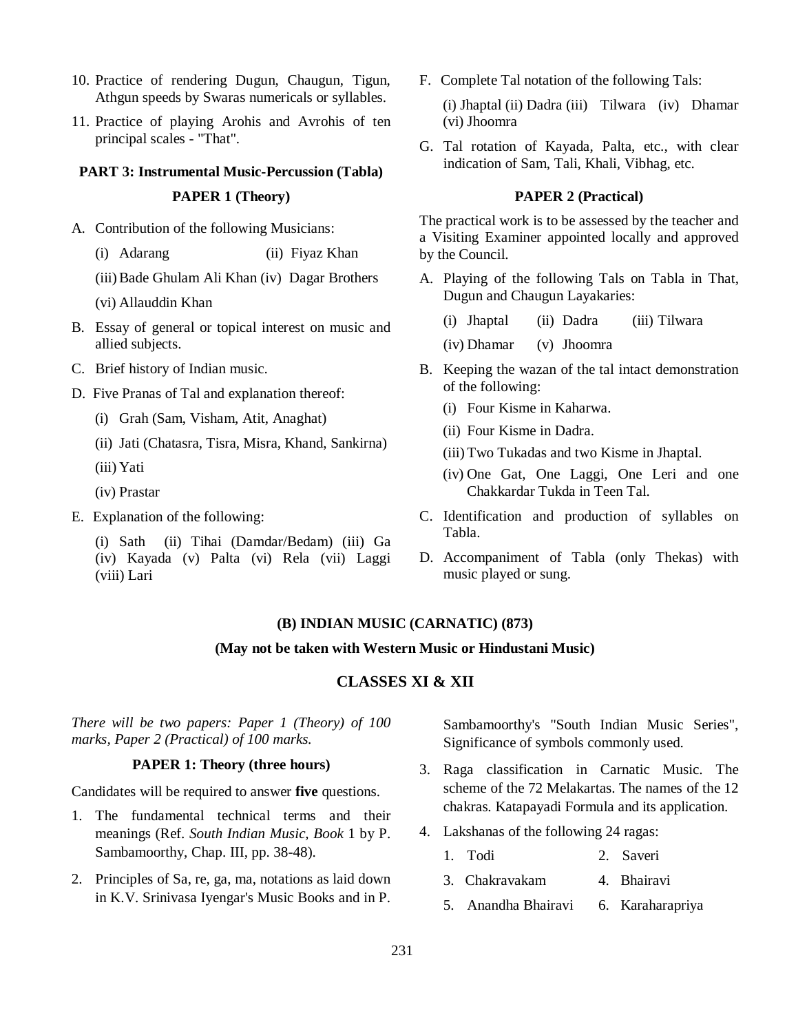10. Practice of rendering Dugun, Chaugun, Tigun, Athgun speeds by Swaras numericals or syllables.
11. Practice of playing Arohis and Avrohis of ten principal scales - "That".

**PART 3: Instrumental Music-Percussion (Tabla)**

**PAPER 1 (Theory)**

A. Contribution of the following Musicians:

   (i) Adarang (ii) Fiyaz Khan

   (iii) Bade Ghulam Ali Khan (iv) Dagar Brothers

   (vi) Allauddin Khan

B. Essay of general or topical interest on music and allied subjects.

C. Brief history of Indian music.

D. Five Pranas of Tal and explanation thereof:

   (i) Grah (Sam, Visham, Atit, Anaghat)

   (ii) Jati (Chatasra, Tisra, Misra, Khand, Sankirna)

   (iii) Yati

   (iv) Prastar

E. Explanation of the following:

   (i) Sath (ii) Tihai (Damdar/Bedam) (iii) Ga (iv) Kayada (v) Palta (vi) Rela (vii) Laggi (viii) Lari

F. Complete Tal notation of the following Tals:

   (i) Jhaptal (ii) Dadra (iii) Tilwara (iv) Dhamar (vi) Jhoomra

G. Tal rotation of Kayada, Palta, etc., with clear indication of Sam, Tali, Khali, Vibhag, etc.

**PAPER 2 (Practical)**

The practical work is to be assessed by the teacher and a Visiting Examiner appointed locally and approved by the Council.

A. Playing of the following Tals on Tabla in That, Dugun and Chaugun Layakaries:

   (i) Jhaptal (ii) Dadra (iii) Tilwara

   (iv) Dhamar (v) Jhoomra

B. Keeping the wazan of the tal intact demonstration of the following:

   (i) Four Kisme in Kaharwa.

   (ii) Four Kisme in Dadra.

   (iii) Two Tukadas and two Kisme in Jhaptal.

   (iv) One Gat, One Laggi, One Leri and one Chakkardar Tukda in Teen Tal.

C. Identification and production of syllables on Tabla.

D. Accompaniment of Tabla (only Thekas) with music played or sung.

## (B) INDIAN MUSIC (CARNATIC) (873)

**(May not be taken with Western Music or Hindustani Music)**

## CLASSES XI & XII

*There will be two papers: Paper 1 (Theory) of 100 marks, Paper 2 (Practical) of 100 marks.*

**PAPER 1: Theory (three hours)**

Candidates will be required to answer **five** questions.

1. The fundamental technical terms and their meanings (Ref. *South Indian Music, Book* 1 by P. Sambamoorthy, Chap. III, pp. 38-48).
2. Principles of Sa, re, ga, ma, notations as laid down in K.V. Srinivasa Iyengar's Music Books and in P. Sambamoorthy's "South Indian Music Series", Significance of symbols commonly used.
3. Raga classification in Carnatic Music. The scheme of the 72 Melakartas. The names of the 12 chakras. Katapayadi Formula and its application.
4. Lakshanas of the following 24 ragas:

   1. Todi 2. Saveri

   3. Chakravakam 4. Bhairavi

   5. Anandha Bhairavi 6. Karaharapriya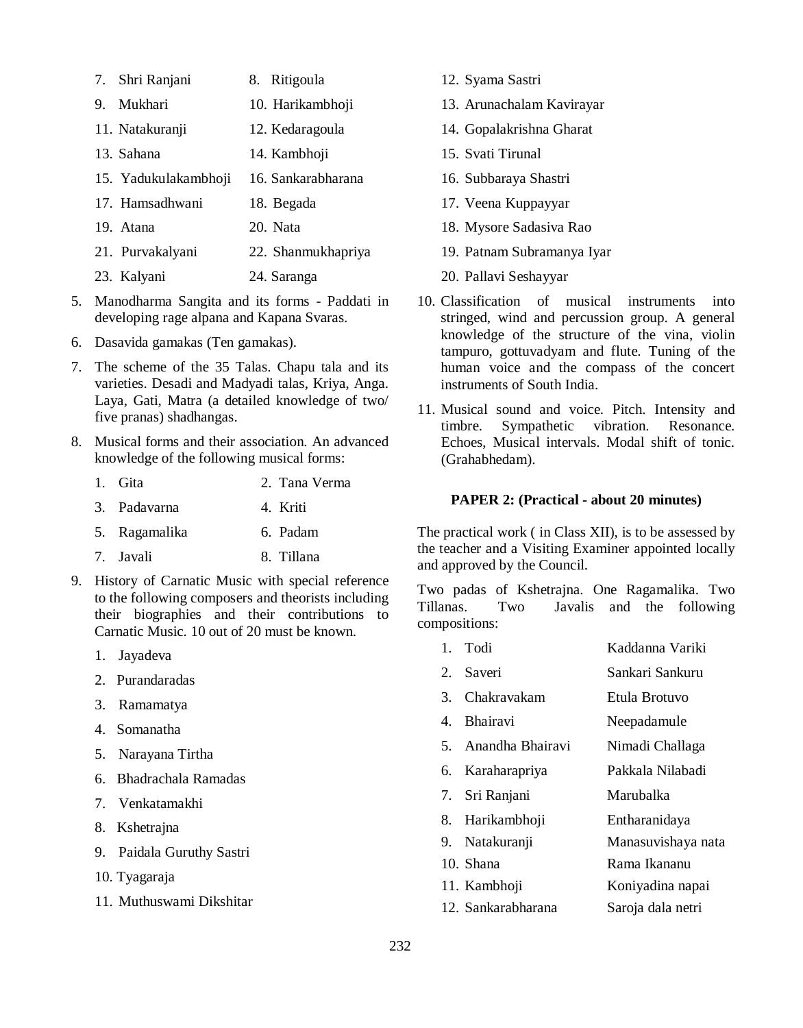| | |
|---|---|
| 7. Shri Ranjani | 8. Ritigoula |
| 9. Mukhari | 10. Harikambhoji |
| 11. Natakuranji | 12. Kedaragoula |
| 13. Sahana | 14. Kambhoji |
| 15. Yadukulakambhoji | 16. Sankarabharana |
| 17. Hamsadhwani | 18. Begada |
| 19. Atana | 20. Nata |
| 21. Purvakalyani | 22. Shanmukhapriya |
| 23. Kalyani | 24. Saranga |

5. Manodharma Sangita and its forms - Paddati in developing rage alpana and Kapana Svaras.

6. Dasavida gamakas (Ten gamakas).

7. The scheme of the 35 Talas. Chapu tala and its varieties. Desadi and Madyadi talas, Kriya, Anga. Laya, Gati, Matra (a detailed knowledge of two/ five pranas) shadhangas.

8. Musical forms and their association. An advanced knowledge of the following musical forms:

| | |
|---|---|
| 1. Gita | 2. Tana Verma |
| 3. Padavarna | 4. Kriti |
| 5. Ragamalika | 6. Padam |
| 7. Javali | 8. Tillana |

9. History of Carnatic Music with special reference to the following composers and theorists including their biographies and their contributions to Carnatic Music. 10 out of 20 must be known.

    1. Jayadeva
    2. Purandaradas
    3. Ramamatya
    4. Somanatha
    5. Narayana Tirtha
    6. Bhadrachala Ramadas
    7. Venkatamakhi
    8. Kshetrajna
    9. Paidala Guruthy Sastri
    10. Tyagaraja
    11. Muthuswami Dikshitar
    12. Syama Sastri
    13. Arunachalam Kavirayar
    14. Gopalakrishna Gharat
    15. Svati Tirunal
    16. Subbaraya Shastri
    17. Veena Kuppayyar
    18. Mysore Sadasiva Rao
    19. Patnam Subramanya Iyar
    20. Pallavi Seshayyar

10. Classification of musical instruments into stringed, wind and percussion group. A general knowledge of the structure of the vina, violin tampuro, gottuvadyam and flute. Tuning of the human voice and the compass of the concert instruments of South India.

11. Musical sound and voice. Pitch. Intensity and timbre. Sympathetic vibration. Resonance. Echoes, Musical intervals. Modal shift of tonic. (Grahabhedam).

**PAPER 2: (Practical - about 20 minutes)**

The practical work ( in Class XII), is to be assessed by the teacher and a Visiting Examiner appointed locally and approved by the Council.

Two padas of Kshetrajna. One Ragamalika. Two Tillanas. Two Javalis and the following compositions:

| | |
|---|---|
| 1. Todi | Kaddanna Variki |
| 2. Saveri | Sankari Sankuru |
| 3. Chakravakam | Etula Brotuvo |
| 4. Bhairavi | Neepadamule |
| 5. Anandha Bhairavi | Nimadi Challaga |
| 6. Karaharapriya | Pakkala Nilabadi |
| 7. Sri Ranjani | Marubalka |
| 8. Harikambhoji | Entharanidaya |
| 9. Natakuranji | Manasuvishaya nata |
| 10. Shana | Rama Ikananu |
| 11. Kambhoji | Koniyadina napai |
| 12. Sankarabharana | Saroja dala netri |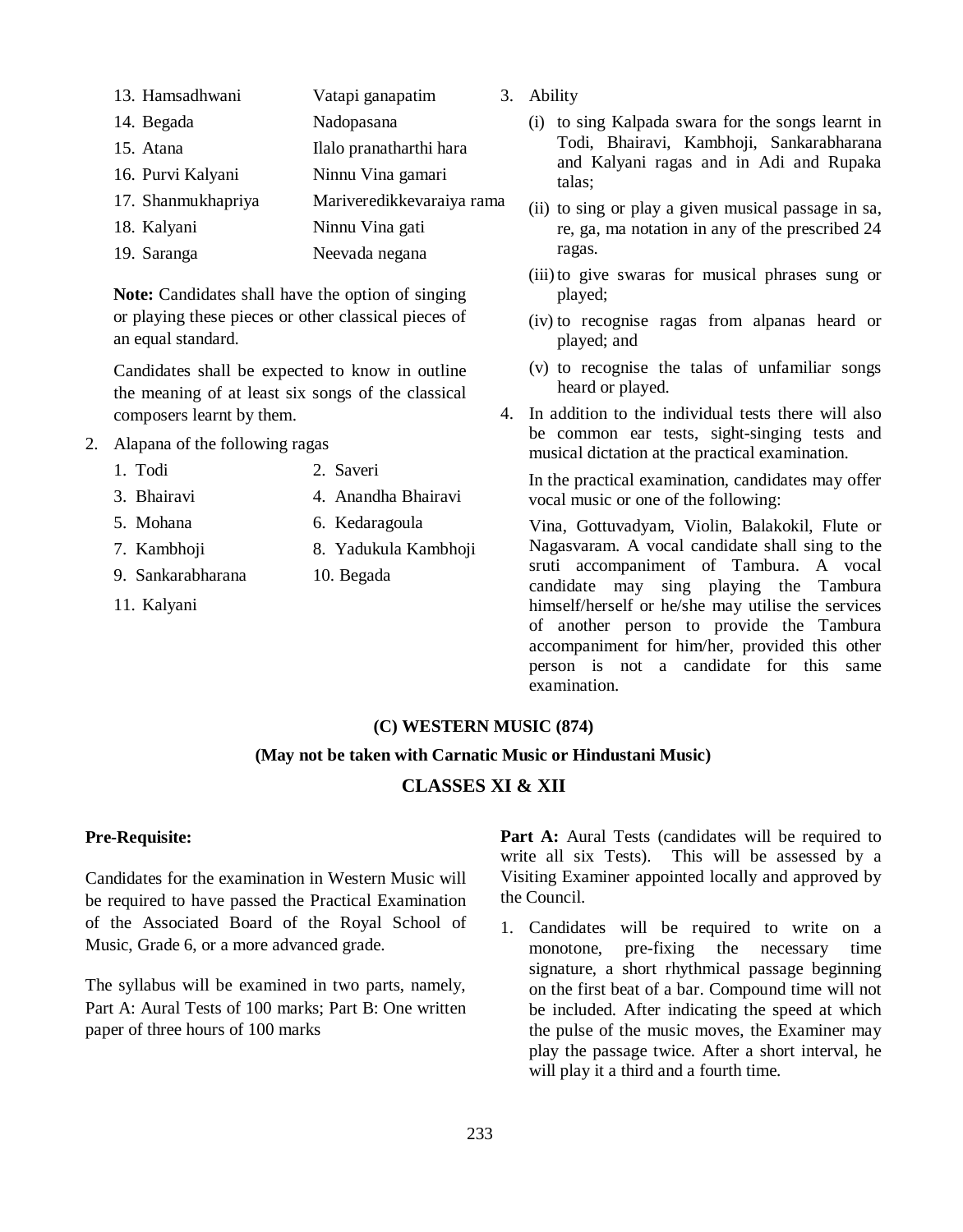13. Hamsadhwani — Vatapi ganapatim
14. Begada — Nadopasana
15. Atana — Ilalo pranatharthi hara
16. Purvi Kalyani — Ninnu Vina gamari
17. Shanmukhapriya — Mariveredikkevaraiya rama
18. Kalyani — Ninnu Vina gati
19. Saranga — Neevada negana

**Note:** Candidates shall have the option of singing or playing these pieces or other classical pieces of an equal standard.

Candidates shall be expected to know in outline the meaning of at least six songs of the classical composers learnt by them.

2. Alapana of the following ragas

   1. Todi
   2. Saveri
   3. Bhairavi
   4. Anandha Bhairavi
   5. Mohana
   6. Kedaragoula
   7. Kambhoji
   8. Yadukula Kambhoji
   9. Sankarabharana
   10. Begada
   11. Kalyani

3. Ability

   (i) to sing Kalpada swara for the songs learnt in Todi, Bhairavi, Kambhoji, Sankarabharana and Kalyani ragas and in Adi and Rupaka talas;

   (ii) to sing or play a given musical passage in sa, re, ga, ma notation in any of the prescribed 24 ragas.

   (iii) to give swaras for musical phrases sung or played;

   (iv) to recognise ragas from alpanas heard or played; and

   (v) to recognise the talas of unfamiliar songs heard or played.

4. In addition to the individual tests there will also be common ear tests, sight-singing tests and musical dictation at the practical examination.

   In the practical examination, candidates may offer vocal music or one of the following:

   Vina, Gottuvadyam, Violin, Balakokil, Flute or Nagasvaram. A vocal candidate shall sing to the sruti accompaniment of Tambura. A vocal candidate may sing playing the Tambura himself/herself or he/she may utilise the services of another person to provide the Tambura accompaniment for him/her, provided this other person is not a candidate for this same examination.

## (C) WESTERN MUSIC (874)

### (May not be taken with Carnatic Music or Hindustani Music)

### CLASSES XI & XII

**Pre-Requisite:**

Candidates for the examination in Western Music will be required to have passed the Practical Examination of the Associated Board of the Royal School of Music, Grade 6, or a more advanced grade.

The syllabus will be examined in two parts, namely, Part A: Aural Tests of 100 marks; Part B: One written paper of three hours of 100 marks

**Part A:** Aural Tests (candidates will be required to write all six Tests). This will be assessed by a Visiting Examiner appointed locally and approved by the Council.

1. Candidates will be required to write on a monotone, pre-fixing the necessary time signature, a short rhythmical passage beginning on the first beat of a bar. Compound time will not be included. After indicating the speed at which the pulse of the music moves, the Examiner may play the passage twice. After a short interval, he will play it a third and a fourth time.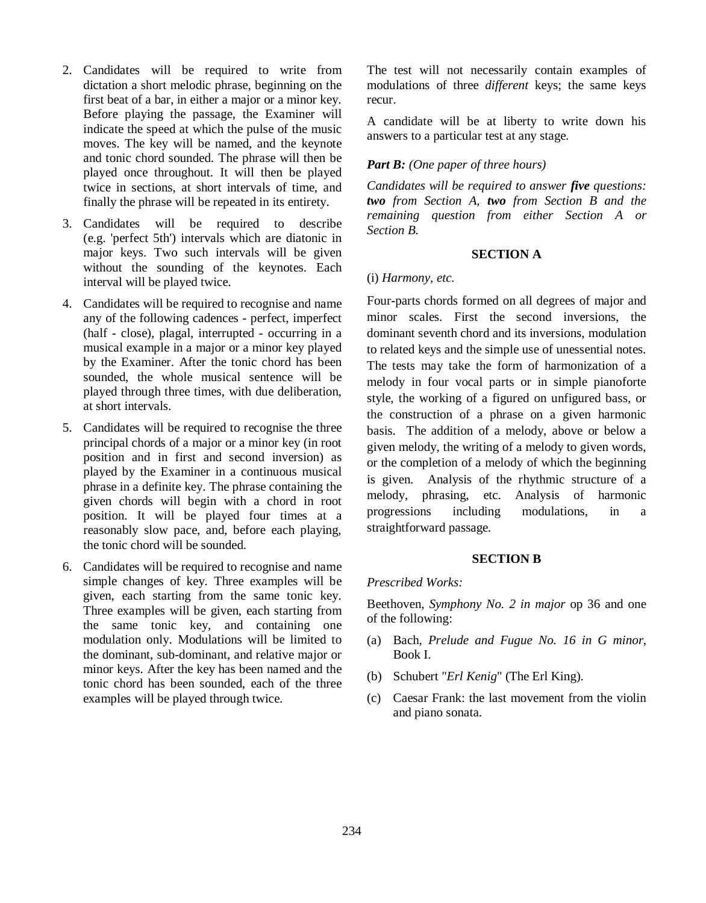2. Candidates will be required to write from dictation a short melodic phrase, beginning on the first beat of a bar, in either a major or a minor key. Before playing the passage, the Examiner will indicate the speed at which the pulse of the music moves. The key will be named, and the keynote and tonic chord sounded. The phrase will then be played once throughout. It will then be played twice in sections, at short intervals of time, and finally the phrase will be repeated in its entirety.

3. Candidates will be required to describe (e.g. 'perfect 5th') intervals which are diatonic in major keys. Two such intervals will be given without the sounding of the keynotes. Each interval will be played twice.

4. Candidates will be required to recognise and name any of the following cadences - perfect, imperfect (half - close), plagal, interrupted - occurring in a musical example in a major or a minor key played by the Examiner. After the tonic chord has been sounded, the whole musical sentence will be played through three times, with due deliberation, at short intervals.

5. Candidates will be required to recognise the three principal chords of a major or a minor key (in root position and in first and second inversion) as played by the Examiner in a continuous musical phrase in a definite key. The phrase containing the given chords will begin with a chord in root position. It will be played four times at a reasonably slow pace, and, before each playing, the tonic chord will be sounded.

6. Candidates will be required to recognise and name simple changes of key. Three examples will be given, each starting from the same tonic key. Three examples will be given, each starting from the same tonic key, and containing one modulation only. Modulations will be limited to the dominant, sub-dominant, and relative major or minor keys. After the key has been named and the tonic chord has been sounded, each of the three examples will be played through twice.

The test will not necessarily contain examples of modulations of three *different* keys; the same keys recur.

A candidate will be at liberty to write down his answers to a particular test at any stage.

***Part B:*** *(One paper of three hours)*

*Candidates will be required to answer* ***five*** *questions:* ***two*** *from Section A,* ***two*** *from Section B and the remaining question from either Section A or Section B.*

### SECTION A

(i) *Harmony, etc.*

Four-parts chords formed on all degrees of major and minor scales. First the second inversions, the dominant seventh chord and its inversions, modulation to related keys and the simple use of unessential notes. The tests may take the form of harmonization of a melody in four vocal parts or in simple pianoforte style, the working of a figured on unfigured bass, or the construction of a phrase on a given harmonic basis. The addition of a melody, above or below a given melody, the writing of a melody to given words, or the completion of a melody of which the beginning is given. Analysis of the rhythmic structure of a melody, phrasing, etc. Analysis of harmonic progressions including modulations, in a straightforward passage.

### SECTION B

*Prescribed Works:*

Beethoven, *Symphony No. 2 in major* op 36 and one of the following:

(a) Bach, *Prelude and Fugue No. 16 in G minor*, Book I.

(b) Schubert "*Erl Kenig*" (The Erl King).

(c) Caesar Frank: the last movement from the violin and piano sonata.